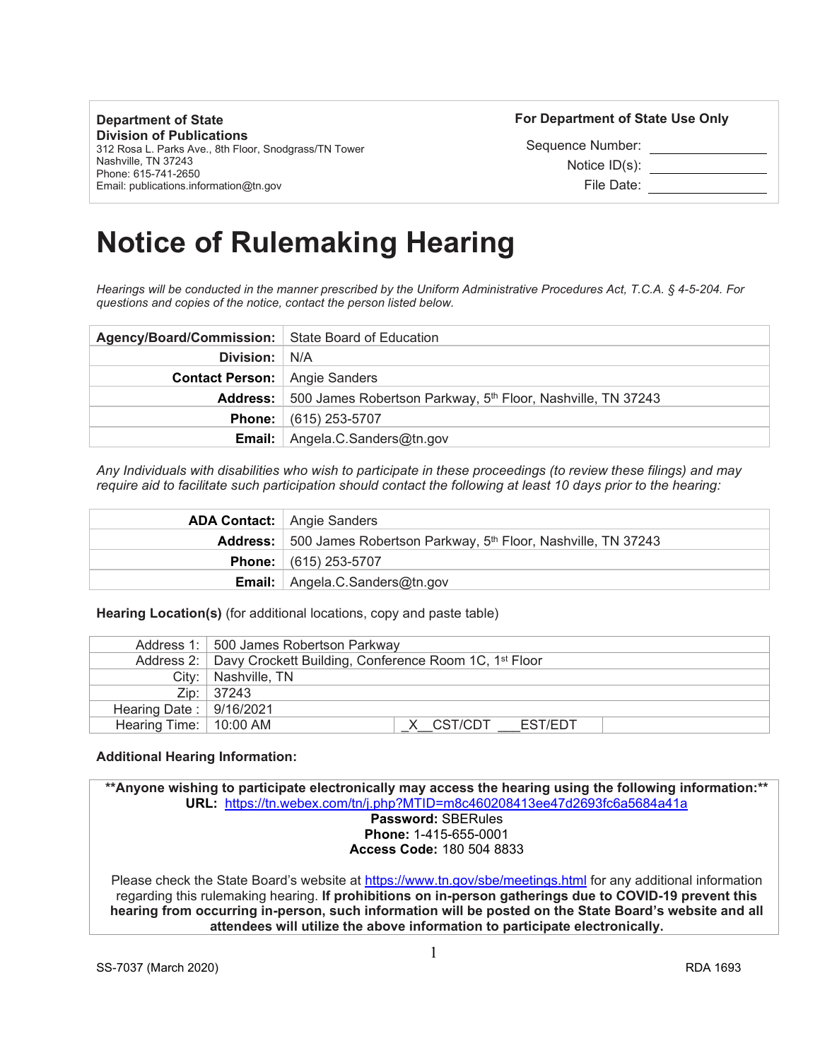**Department of State**
**Division of Publications**
312 Rosa L. Parks Ave., 8th Floor, Snodgrass/TN Tower
Nashville, TN 37243
Phone: 615-741-2650
Email: publications.information@tn.gov

**For Department of State Use Only**

Sequence Number: ____________

Notice ID(s): ____________

File Date: ____________

# Notice of Rulemaking Hearing

*Hearings will be conducted in the manner prescribed by the Uniform Administrative Procedures Act, T.C.A. § 4-5-204. For questions and copies of the notice, contact the person listed below.*

| | |
|---|---|
| **Agency/Board/Commission:** | State Board of Education |
| **Division:** | N/A |
| **Contact Person:** | Angie Sanders |
| **Address:** | 500 James Robertson Parkway, 5th Floor, Nashville, TN 37243 |
| **Phone:** | (615) 253-5707 |
| **Email:** | Angela.C.Sanders@tn.gov |

*Any Individuals with disabilities who wish to participate in these proceedings (to review these filings) and may require aid to facilitate such participation should contact the following at least 10 days prior to the hearing:*

| | |
|---|---|
| **ADA Contact:** | Angie Sanders |
| **Address:** | 500 James Robertson Parkway, 5th Floor, Nashville, TN 37243 |
| **Phone:** | (615) 253-5707 |
| **Email:** | Angela.C.Sanders@tn.gov |

**Hearing Location(s)** (for additional locations, copy and paste table)

| | | | |
|---|---|---|---|
| Address 1: | 500 James Robertson Parkway | | |
| Address 2: | Davy Crockett Building, Conference Room 1C, 1st Floor | | |
| City: | Nashville, TN | | |
| Zip: | 37243 | | |
| Hearing Date : | 9/16/2021 | | |
| Hearing Time: | 10:00 AM | _X__CST/CDT ___EST/EDT | |

**Additional Hearing Information:**

**\*\*Anyone wishing to participate electronically may access the hearing using the following information:\*\***
**URL:** https://tn.webex.com/tn/j.php?MTID=m8c460208413ee47d2693fc6a5684a41a
**Password:** SBERules
**Phone:** 1-415-655-0001
**Access Code:** 180 504 8833

Please check the State Board's website at https://www.tn.gov/sbe/meetings.html for any additional information regarding this rulemaking hearing. **If prohibitions on in-person gatherings due to COVID-19 prevent this hearing from occurring in-person, such information will be posted on the State Board's website and all attendees will utilize the above information to participate electronically.**

SS-7037 (March 2020) RDA 1693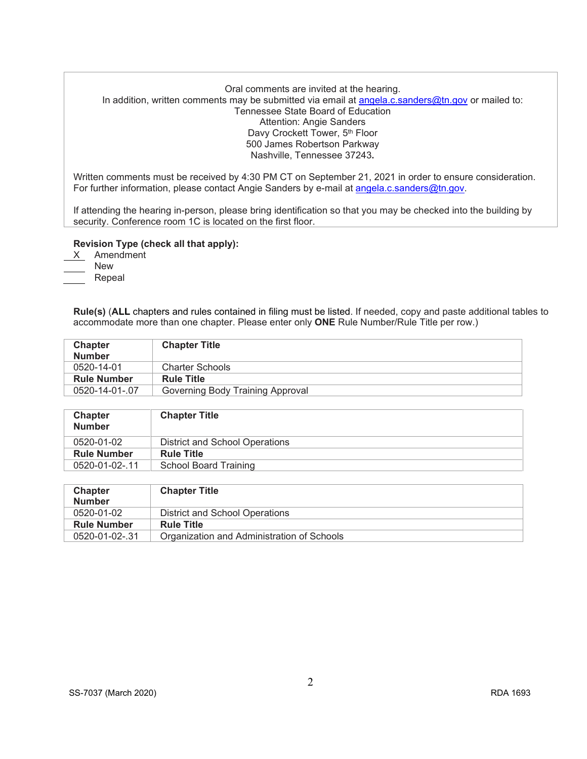Oral comments are invited at the hearing.
In addition, written comments may be submitted via email at angela.c.sanders@tn.gov or mailed to:
Tennessee State Board of Education
Attention: Angie Sanders
Davy Crockett Tower, 5th Floor
500 James Robertson Parkway
Nashville, Tennessee 37243.

Written comments must be received by 4:30 PM CT on September 21, 2021 in order to ensure consideration. For further information, please contact Angie Sanders by e-mail at angela.c.sanders@tn.gov.

If attending the hearing in-person, please bring identification so that you may be checked into the building by security. Conference room 1C is located on the first floor.

**Revision Type (check all that apply):**

X Amendment
\_\_\_ New
\_\_\_ Repeal

**Rule(s)** (**ALL** chapters and rules contained in filing must be listed. If needed, copy and paste additional tables to accommodate more than one chapter. Please enter only **ONE** Rule Number/Rule Title per row.)

| **Chapter Number** | **Chapter Title** |
|---|---|
| 0520-14-01 | Charter Schools |
| **Rule Number** | **Rule Title** |
| 0520-14-01-.07 | Governing Body Training Approval |

| **Chapter Number** | **Chapter Title** |
|---|---|
| 0520-01-02 | District and School Operations |
| **Rule Number** | **Rule Title** |
| 0520-01-02-.11 | School Board Training |

| **Chapter Number** | **Chapter Title** |
|---|---|
| 0520-01-02 | District and School Operations |
| **Rule Number** | **Rule Title** |
| 0520-01-02-.31 | Organization and Administration of Schools |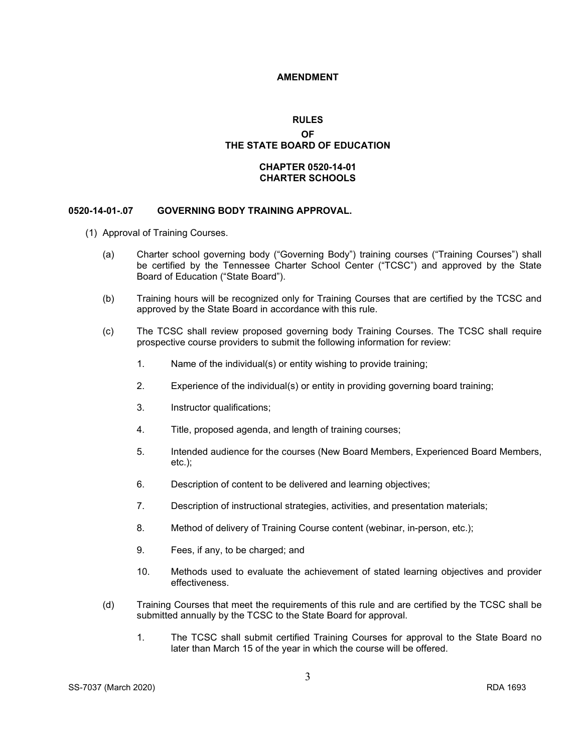**AMENDMENT**

**RULES**
**OF**
**THE STATE BOARD OF EDUCATION**

**CHAPTER 0520-14-01**
**CHARTER SCHOOLS**

**0520-14-01-.07 GOVERNING BODY TRAINING APPROVAL.**

(1) Approval of Training Courses.

(a) Charter school governing body (“Governing Body”) training courses (“Training Courses”) shall be certified by the Tennessee Charter School Center (“TCSC”) and approved by the State Board of Education (“State Board”).

(b) Training hours will be recognized only for Training Courses that are certified by the TCSC and approved by the State Board in accordance with this rule.

(c) The TCSC shall review proposed governing body Training Courses. The TCSC shall require prospective course providers to submit the following information for review:

1. Name of the individual(s) or entity wishing to provide training;

2. Experience of the individual(s) or entity in providing governing board training;

3. Instructor qualifications;

4. Title, proposed agenda, and length of training courses;

5. Intended audience for the courses (New Board Members, Experienced Board Members, etc.);

6. Description of content to be delivered and learning objectives;

7. Description of instructional strategies, activities, and presentation materials;

8. Method of delivery of Training Course content (webinar, in-person, etc.);

9. Fees, if any, to be charged; and

10. Methods used to evaluate the achievement of stated learning objectives and provider effectiveness.

(d) Training Courses that meet the requirements of this rule and are certified by the TCSC shall be submitted annually by the TCSC to the State Board for approval.

1. The TCSC shall submit certified Training Courses for approval to the State Board no later than March 15 of the year in which the course will be offered.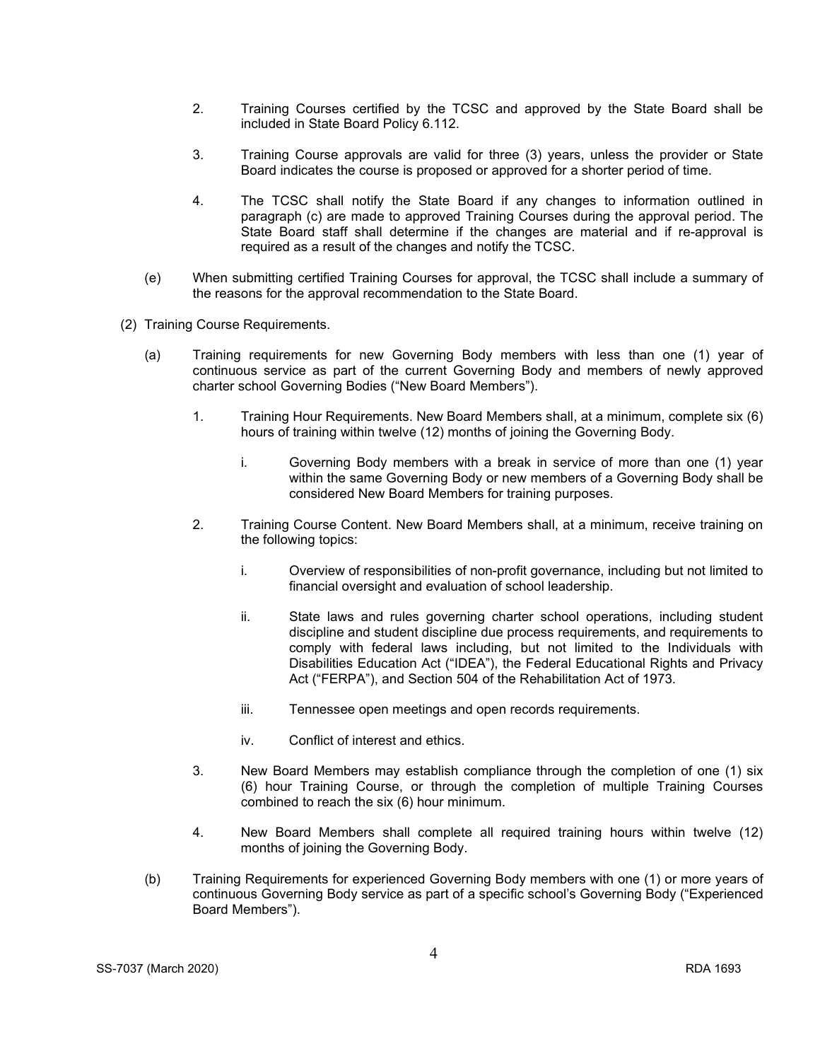2. Training Courses certified by the TCSC and approved by the State Board shall be included in State Board Policy 6.112.

3. Training Course approvals are valid for three (3) years, unless the provider or State Board indicates the course is proposed or approved for a shorter period of time.

4. The TCSC shall notify the State Board if any changes to information outlined in paragraph (c) are made to approved Training Courses during the approval period. The State Board staff shall determine if the changes are material and if re-approval is required as a result of the changes and notify the TCSC.

(e) When submitting certified Training Courses for approval, the TCSC shall include a summary of the reasons for the approval recommendation to the State Board.

(2) Training Course Requirements.

(a) Training requirements for new Governing Body members with less than one (1) year of continuous service as part of the current Governing Body and members of newly approved charter school Governing Bodies ("New Board Members").

1. Training Hour Requirements. New Board Members shall, at a minimum, complete six (6) hours of training within twelve (12) months of joining the Governing Body.

   i. Governing Body members with a break in service of more than one (1) year within the same Governing Body or new members of a Governing Body shall be considered New Board Members for training purposes.

2. Training Course Content. New Board Members shall, at a minimum, receive training on the following topics:

   i. Overview of responsibilities of non-profit governance, including but not limited to financial oversight and evaluation of school leadership.

   ii. State laws and rules governing charter school operations, including student discipline and student discipline due process requirements, and requirements to comply with federal laws including, but not limited to the Individuals with Disabilities Education Act ("IDEA"), the Federal Educational Rights and Privacy Act ("FERPA"), and Section 504 of the Rehabilitation Act of 1973.

   iii. Tennessee open meetings and open records requirements.

   iv. Conflict of interest and ethics.

3. New Board Members may establish compliance through the completion of one (1) six (6) hour Training Course, or through the completion of multiple Training Courses combined to reach the six (6) hour minimum.

4. New Board Members shall complete all required training hours within twelve (12) months of joining the Governing Body.

(b) Training Requirements for experienced Governing Body members with one (1) or more years of continuous Governing Body service as part of a specific school's Governing Body ("Experienced Board Members").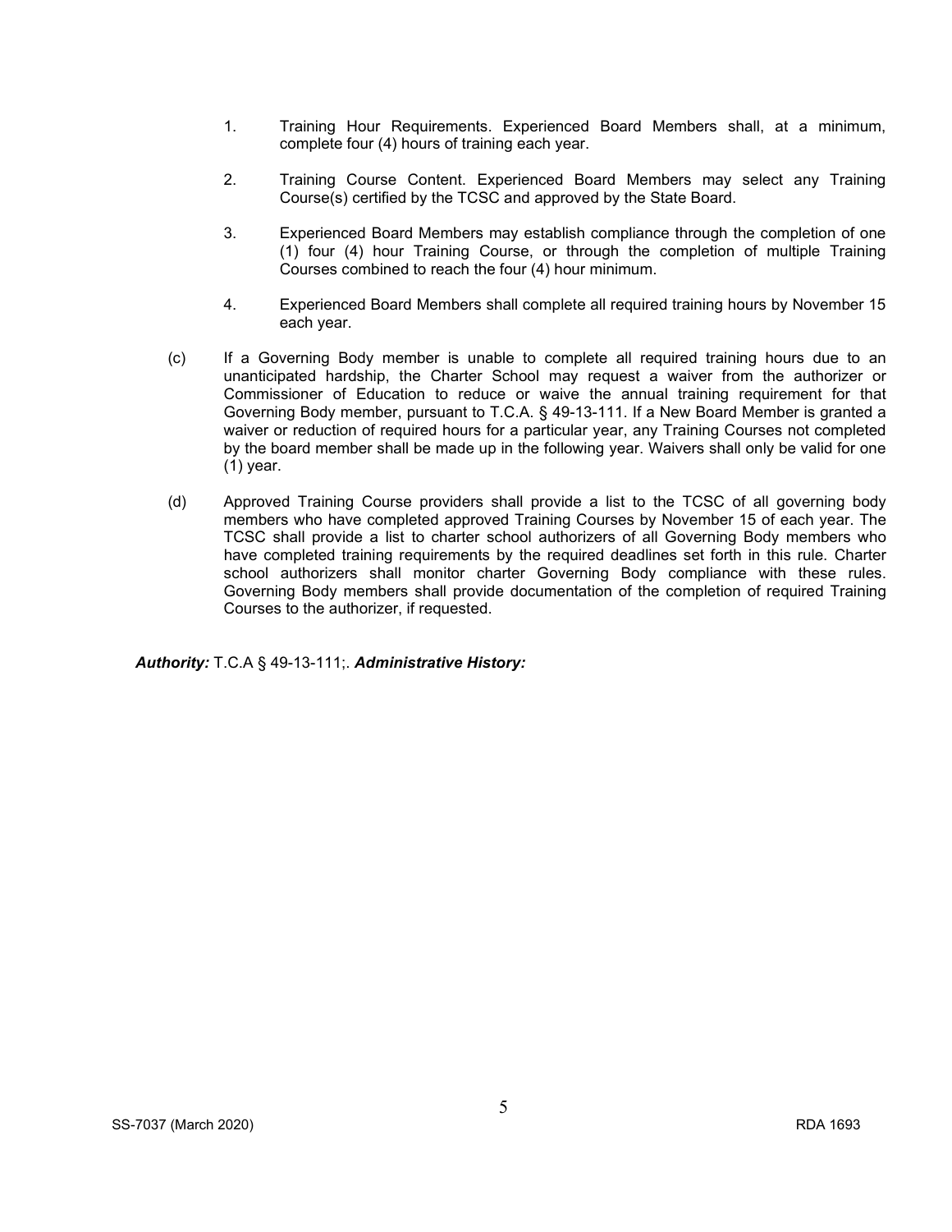1. Training Hour Requirements. Experienced Board Members shall, at a minimum, complete four (4) hours of training each year.

2. Training Course Content. Experienced Board Members may select any Training Course(s) certified by the TCSC and approved by the State Board.

3. Experienced Board Members may establish compliance through the completion of one (1) four (4) hour Training Course, or through the completion of multiple Training Courses combined to reach the four (4) hour minimum.

4. Experienced Board Members shall complete all required training hours by November 15 each year.

(c) If a Governing Body member is unable to complete all required training hours due to an unanticipated hardship, the Charter School may request a waiver from the authorizer or Commissioner of Education to reduce or waive the annual training requirement for that Governing Body member, pursuant to T.C.A. § 49-13-111. If a New Board Member is granted a waiver or reduction of required hours for a particular year, any Training Courses not completed by the board member shall be made up in the following year. Waivers shall only be valid for one (1) year.

(d) Approved Training Course providers shall provide a list to the TCSC of all governing body members who have completed approved Training Courses by November 15 of each year. The TCSC shall provide a list to charter school authorizers of all Governing Body members who have completed training requirements by the required deadlines set forth in this rule. Charter school authorizers shall monitor charter Governing Body compliance with these rules. Governing Body members shall provide documentation of the completion of required Training Courses to the authorizer, if requested.

***Authority:*** T.C.A § 49-13-111;. ***Administrative History:***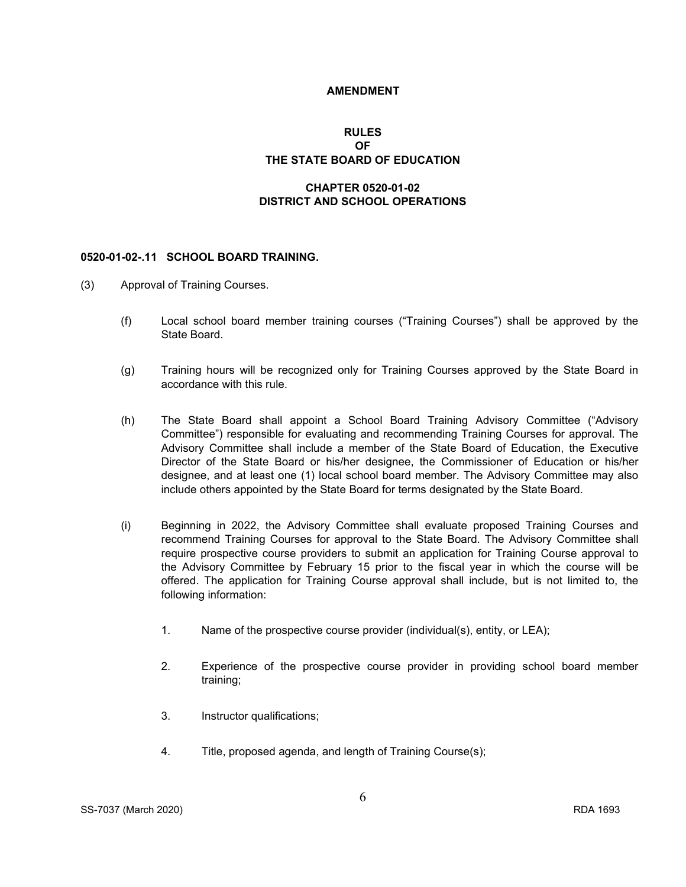**AMENDMENT**

**RULES**
**OF**
**THE STATE BOARD OF EDUCATION**

**CHAPTER 0520-01-02**
**DISTRICT AND SCHOOL OPERATIONS**

**0520-01-02-.11 SCHOOL BOARD TRAINING.**

(3) Approval of Training Courses.

(f) Local school board member training courses (“Training Courses”) shall be approved by the State Board.

(g) Training hours will be recognized only for Training Courses approved by the State Board in accordance with this rule.

(h) The State Board shall appoint a School Board Training Advisory Committee (“Advisory Committee”) responsible for evaluating and recommending Training Courses for approval. The Advisory Committee shall include a member of the State Board of Education, the Executive Director of the State Board or his/her designee, the Commissioner of Education or his/her designee, and at least one (1) local school board member. The Advisory Committee may also include others appointed by the State Board for terms designated by the State Board.

(i) Beginning in 2022, the Advisory Committee shall evaluate proposed Training Courses and recommend Training Courses for approval to the State Board. The Advisory Committee shall require prospective course providers to submit an application for Training Course approval to the Advisory Committee by February 15 prior to the fiscal year in which the course will be offered. The application for Training Course approval shall include, but is not limited to, the following information:

1. Name of the prospective course provider (individual(s), entity, or LEA);

2. Experience of the prospective course provider in providing school board member training;

3. Instructor qualifications;

4. Title, proposed agenda, and length of Training Course(s);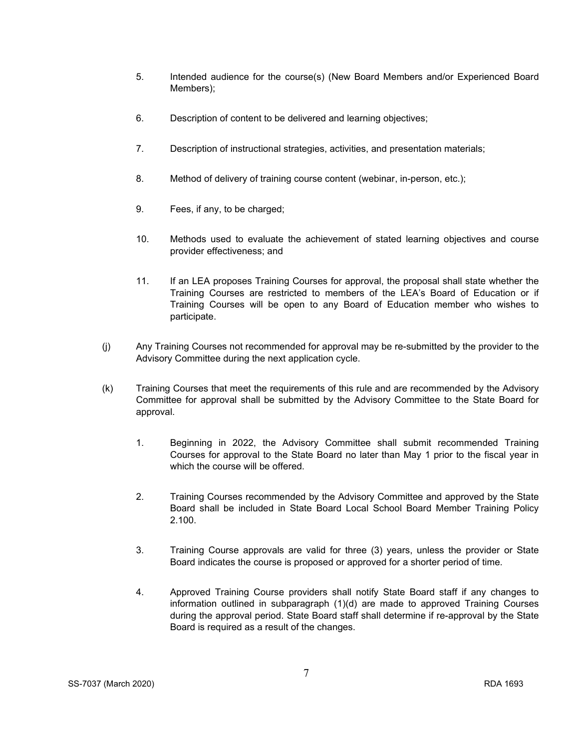5. Intended audience for the course(s) (New Board Members and/or Experienced Board Members);

6. Description of content to be delivered and learning objectives;

7. Description of instructional strategies, activities, and presentation materials;

8. Method of delivery of training course content (webinar, in-person, etc.);

9. Fees, if any, to be charged;

10. Methods used to evaluate the achievement of stated learning objectives and course provider effectiveness; and

11. If an LEA proposes Training Courses for approval, the proposal shall state whether the Training Courses are restricted to members of the LEA's Board of Education or if Training Courses will be open to any Board of Education member who wishes to participate.

(j) Any Training Courses not recommended for approval may be re-submitted by the provider to the Advisory Committee during the next application cycle.

(k) Training Courses that meet the requirements of this rule and are recommended by the Advisory Committee for approval shall be submitted by the Advisory Committee to the State Board for approval.

1. Beginning in 2022, the Advisory Committee shall submit recommended Training Courses for approval to the State Board no later than May 1 prior to the fiscal year in which the course will be offered.

2. Training Courses recommended by the Advisory Committee and approved by the State Board shall be included in State Board Local School Board Member Training Policy 2.100.

3. Training Course approvals are valid for three (3) years, unless the provider or State Board indicates the course is proposed or approved for a shorter period of time.

4. Approved Training Course providers shall notify State Board staff if any changes to information outlined in subparagraph (1)(d) are made to approved Training Courses during the approval period. State Board staff shall determine if re-approval by the State Board is required as a result of the changes.

SS-7037 (March 2020) RDA 1693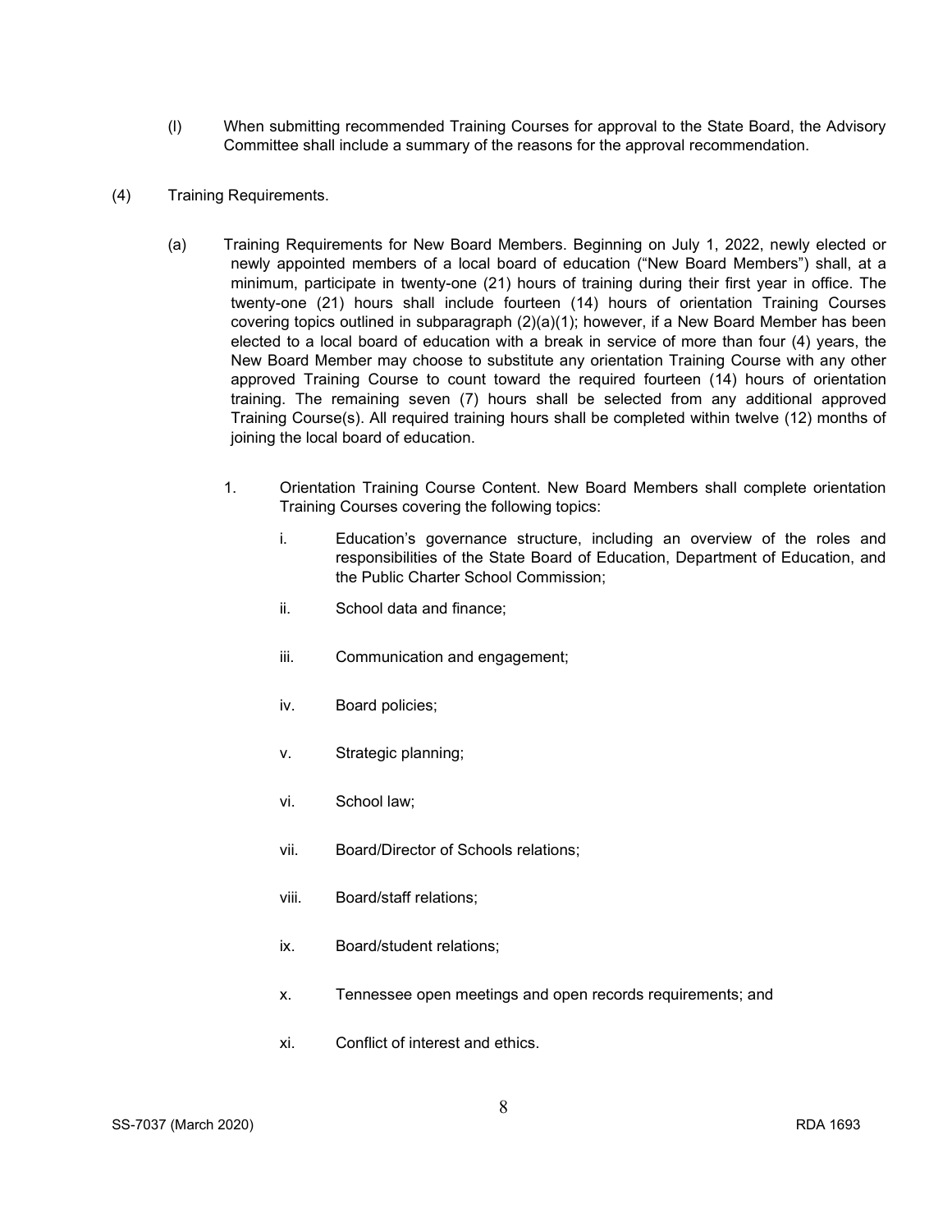(l) When submitting recommended Training Courses for approval to the State Board, the Advisory Committee shall include a summary of the reasons for the approval recommendation.

(4) Training Requirements.

(a) Training Requirements for New Board Members. Beginning on July 1, 2022, newly elected or newly appointed members of a local board of education ("New Board Members") shall, at a minimum, participate in twenty-one (21) hours of training during their first year in office. The twenty-one (21) hours shall include fourteen (14) hours of orientation Training Courses covering topics outlined in subparagraph (2)(a)(1); however, if a New Board Member has been elected to a local board of education with a break in service of more than four (4) years, the New Board Member may choose to substitute any orientation Training Course with any other approved Training Course to count toward the required fourteen (14) hours of orientation training. The remaining seven (7) hours shall be selected from any additional approved Training Course(s). All required training hours shall be completed within twelve (12) months of joining the local board of education.

1. Orientation Training Course Content. New Board Members shall complete orientation Training Courses covering the following topics:

   i. Education's governance structure, including an overview of the roles and responsibilities of the State Board of Education, Department of Education, and the Public Charter School Commission;

   ii. School data and finance;

   iii. Communication and engagement;

   iv. Board policies;

   v. Strategic planning;

   vi. School law;

   vii. Board/Director of Schools relations;

   viii. Board/staff relations;

   ix. Board/student relations;

   x. Tennessee open meetings and open records requirements; and

   xi. Conflict of interest and ethics.

SS-7037 (March 2020) RDA 1693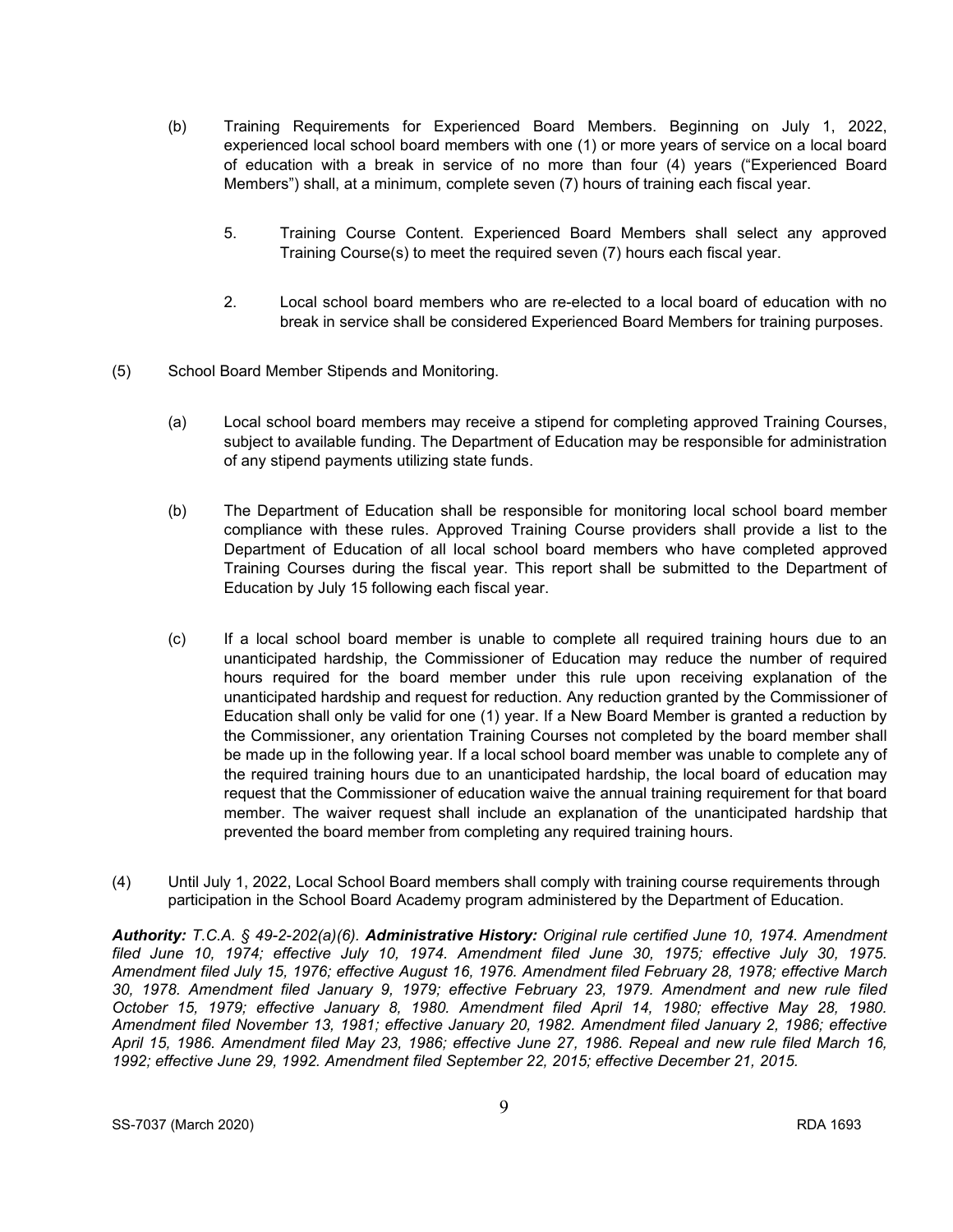(b) Training Requirements for Experienced Board Members. Beginning on July 1, 2022, experienced local school board members with one (1) or more years of service on a local board of education with a break in service of no more than four (4) years ("Experienced Board Members") shall, at a minimum, complete seven (7) hours of training each fiscal year.

5. Training Course Content. Experienced Board Members shall select any approved Training Course(s) to meet the required seven (7) hours each fiscal year.

2. Local school board members who are re-elected to a local board of education with no break in service shall be considered Experienced Board Members for training purposes.

(5) School Board Member Stipends and Monitoring.

(a) Local school board members may receive a stipend for completing approved Training Courses, subject to available funding. The Department of Education may be responsible for administration of any stipend payments utilizing state funds.

(b) The Department of Education shall be responsible for monitoring local school board member compliance with these rules. Approved Training Course providers shall provide a list to the Department of Education of all local school board members who have completed approved Training Courses during the fiscal year. This report shall be submitted to the Department of Education by July 15 following each fiscal year.

(c) If a local school board member is unable to complete all required training hours due to an unanticipated hardship, the Commissioner of Education may reduce the number of required hours required for the board member under this rule upon receiving explanation of the unanticipated hardship and request for reduction. Any reduction granted by the Commissioner of Education shall only be valid for one (1) year. If a New Board Member is granted a reduction by the Commissioner, any orientation Training Courses not completed by the board member shall be made up in the following year. If a local school board member was unable to complete any of the required training hours due to an unanticipated hardship, the local board of education may request that the Commissioner of education waive the annual training requirement for that board member. The waiver request shall include an explanation of the unanticipated hardship that prevented the board member from completing any required training hours.

(4) Until July 1, 2022, Local School Board members shall comply with training course requirements through participation in the School Board Academy program administered by the Department of Education.

***Authority:*** *T.C.A. § 49-2-202(a)(6).* ***Administrative History:*** *Original rule certified June 10, 1974. Amendment filed June 10, 1974; effective July 10, 1974. Amendment filed June 30, 1975; effective July 30, 1975. Amendment filed July 15, 1976; effective August 16, 1976. Amendment filed February 28, 1978; effective March 30, 1978. Amendment filed January 9, 1979; effective February 23, 1979. Amendment and new rule filed October 15, 1979; effective January 8, 1980. Amendment filed April 14, 1980; effective May 28, 1980. Amendment filed November 13, 1981; effective January 20, 1982. Amendment filed January 2, 1986; effective April 15, 1986. Amendment filed May 23, 1986; effective June 27, 1986. Repeal and new rule filed March 16, 1992; effective June 29, 1992. Amendment filed September 22, 2015; effective December 21, 2015.*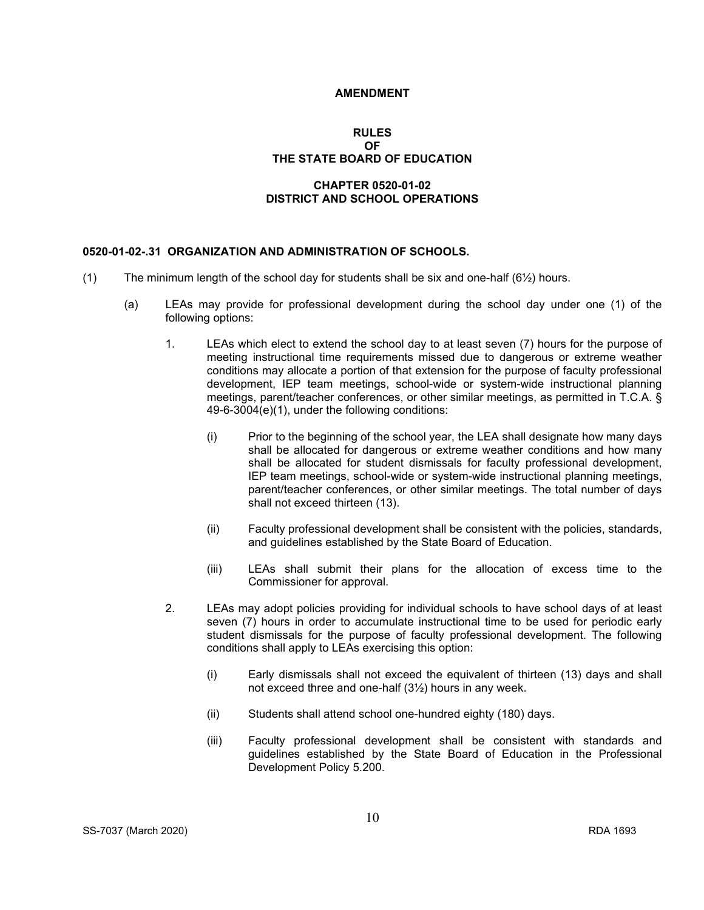**AMENDMENT**

**RULES**
**OF**
**THE STATE BOARD OF EDUCATION**

**CHAPTER 0520-01-02**
**DISTRICT AND SCHOOL OPERATIONS**

**0520-01-02-.31 ORGANIZATION AND ADMINISTRATION OF SCHOOLS.**

(1) The minimum length of the school day for students shall be six and one-half (6½) hours.

(a) LEAs may provide for professional development during the school day under one (1) of the following options:

1. LEAs which elect to extend the school day to at least seven (7) hours for the purpose of meeting instructional time requirements missed due to dangerous or extreme weather conditions may allocate a portion of that extension for the purpose of faculty professional development, IEP team meetings, school-wide or system-wide instructional planning meetings, parent/teacher conferences, or other similar meetings, as permitted in T.C.A. § 49-6-3004(e)(1), under the following conditions:

(i) Prior to the beginning of the school year, the LEA shall designate how many days shall be allocated for dangerous or extreme weather conditions and how many shall be allocated for student dismissals for faculty professional development, IEP team meetings, school-wide or system-wide instructional planning meetings, parent/teacher conferences, or other similar meetings. The total number of days shall not exceed thirteen (13).

(ii) Faculty professional development shall be consistent with the policies, standards, and guidelines established by the State Board of Education.

(iii) LEAs shall submit their plans for the allocation of excess time to the Commissioner for approval.

2. LEAs may adopt policies providing for individual schools to have school days of at least seven (7) hours in order to accumulate instructional time to be used for periodic early student dismissals for the purpose of faculty professional development. The following conditions shall apply to LEAs exercising this option:

(i) Early dismissals shall not exceed the equivalent of thirteen (13) days and shall not exceed three and one-half (3½) hours in any week.

(ii) Students shall attend school one-hundred eighty (180) days.

(iii) Faculty professional development shall be consistent with standards and guidelines established by the State Board of Education in the Professional Development Policy 5.200.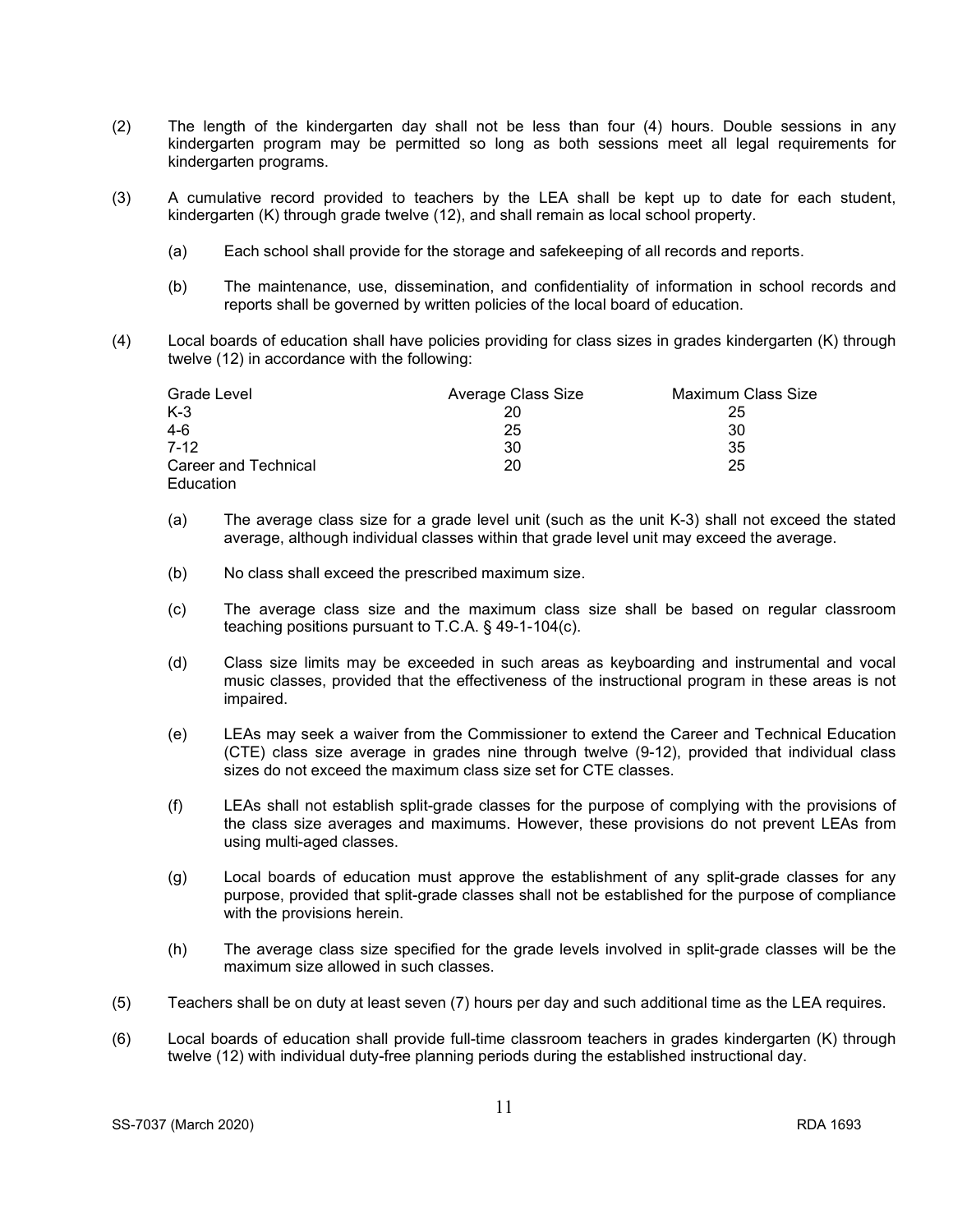(2) The length of the kindergarten day shall not be less than four (4) hours. Double sessions in any kindergarten program may be permitted so long as both sessions meet all legal requirements for kindergarten programs.

(3) A cumulative record provided to teachers by the LEA shall be kept up to date for each student, kindergarten (K) through grade twelve (12), and shall remain as local school property.

  (a) Each school shall provide for the storage and safekeeping of all records and reports.

  (b) The maintenance, use, dissemination, and confidentiality of information in school records and reports shall be governed by written policies of the local board of education.

(4) Local boards of education shall have policies providing for class sizes in grades kindergarten (K) through twelve (12) in accordance with the following:

| Grade Level | Average Class Size | Maximum Class Size |
|---|---|---|
| K-3 | 20 | 25 |
| 4-6 | 25 | 30 |
| 7-12 | 30 | 35 |
| Career and Technical Education | 20 | 25 |

  (a) The average class size for a grade level unit (such as the unit K-3) shall not exceed the stated average, although individual classes within that grade level unit may exceed the average.

  (b) No class shall exceed the prescribed maximum size.

  (c) The average class size and the maximum class size shall be based on regular classroom teaching positions pursuant to T.C.A. § 49-1-104(c).

  (d) Class size limits may be exceeded in such areas as keyboarding and instrumental and vocal music classes, provided that the effectiveness of the instructional program in these areas is not impaired.

  (e) LEAs may seek a waiver from the Commissioner to extend the Career and Technical Education (CTE) class size average in grades nine through twelve (9-12), provided that individual class sizes do not exceed the maximum class size set for CTE classes.

  (f) LEAs shall not establish split-grade classes for the purpose of complying with the provisions of the class size averages and maximums. However, these provisions do not prevent LEAs from using multi-aged classes.

  (g) Local boards of education must approve the establishment of any split-grade classes for any purpose, provided that split-grade classes shall not be established for the purpose of compliance with the provisions herein.

  (h) The average class size specified for the grade levels involved in split-grade classes will be the maximum size allowed in such classes.

(5) Teachers shall be on duty at least seven (7) hours per day and such additional time as the LEA requires.

(6) Local boards of education shall provide full-time classroom teachers in grades kindergarten (K) through twelve (12) with individual duty-free planning periods during the established instructional day.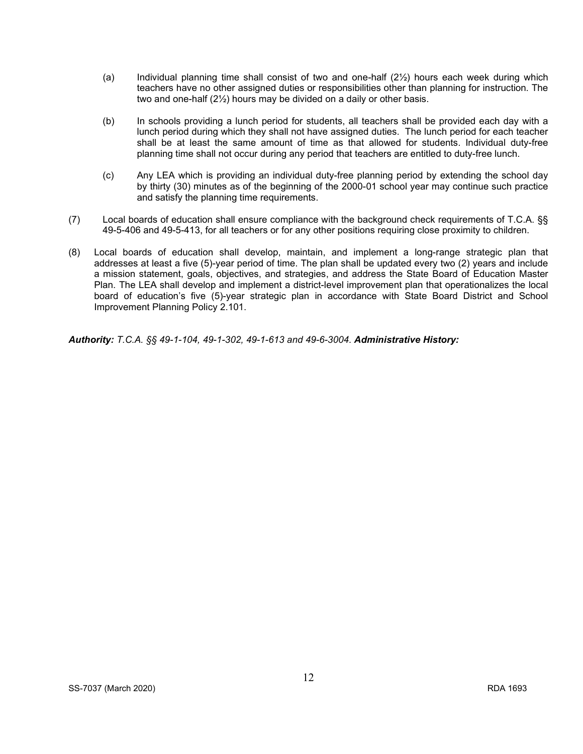(a) Individual planning time shall consist of two and one-half (2½) hours each week during which teachers have no other assigned duties or responsibilities other than planning for instruction. The two and one-half (2½) hours may be divided on a daily or other basis.

(b) In schools providing a lunch period for students, all teachers shall be provided each day with a lunch period during which they shall not have assigned duties. The lunch period for each teacher shall be at least the same amount of time as that allowed for students. Individual duty-free planning time shall not occur during any period that teachers are entitled to duty-free lunch.

(c) Any LEA which is providing an individual duty-free planning period by extending the school day by thirty (30) minutes as of the beginning of the 2000-01 school year may continue such practice and satisfy the planning time requirements.

(7) Local boards of education shall ensure compliance with the background check requirements of T.C.A. §§ 49-5-406 and 49-5-413, for all teachers or for any other positions requiring close proximity to children.

(8) Local boards of education shall develop, maintain, and implement a long-range strategic plan that addresses at least a five (5)-year period of time. The plan shall be updated every two (2) years and include a mission statement, goals, objectives, and strategies, and address the State Board of Education Master Plan. The LEA shall develop and implement a district-level improvement plan that operationalizes the local board of education's five (5)-year strategic plan in accordance with State Board District and School Improvement Planning Policy 2.101.

***Authority:** T.C.A. §§ 49-1-104, 49-1-302, 49-1-613 and 49-6-3004.* ***Administrative History:***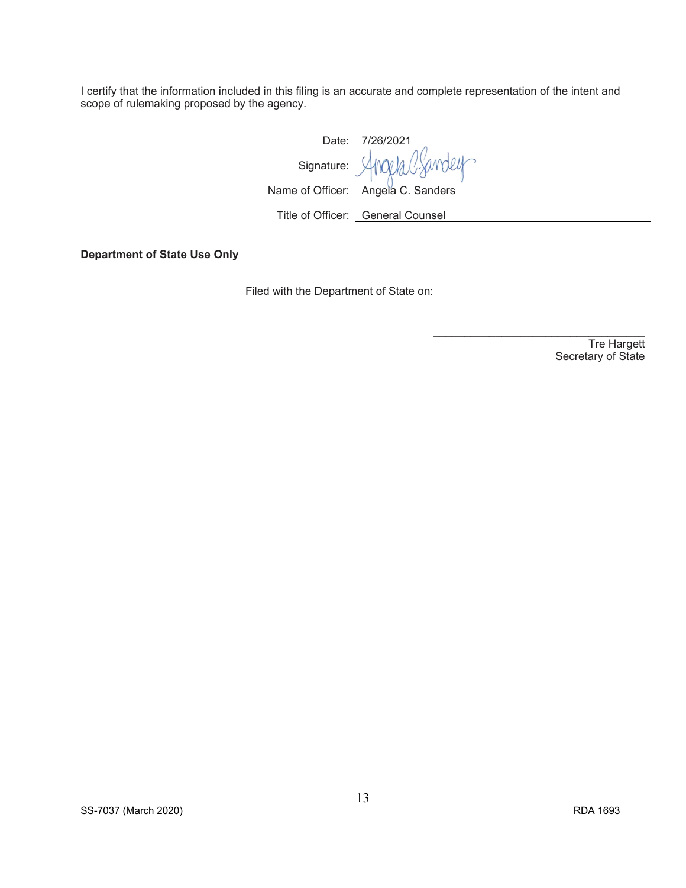I certify that the information included in this filing is an accurate and complete representation of the intent and scope of rulemaking proposed by the agency.

Date: 7/26/2021

Signature: Angela C. Sanders

Name of Officer: Angela C. Sanders

Title of Officer: General Counsel

**Department of State Use Only**

Filed with the Department of State on: ____________________

____________________

Tre Hargett
Secretary of State

SS-7037 (March 2020) RDA 1693